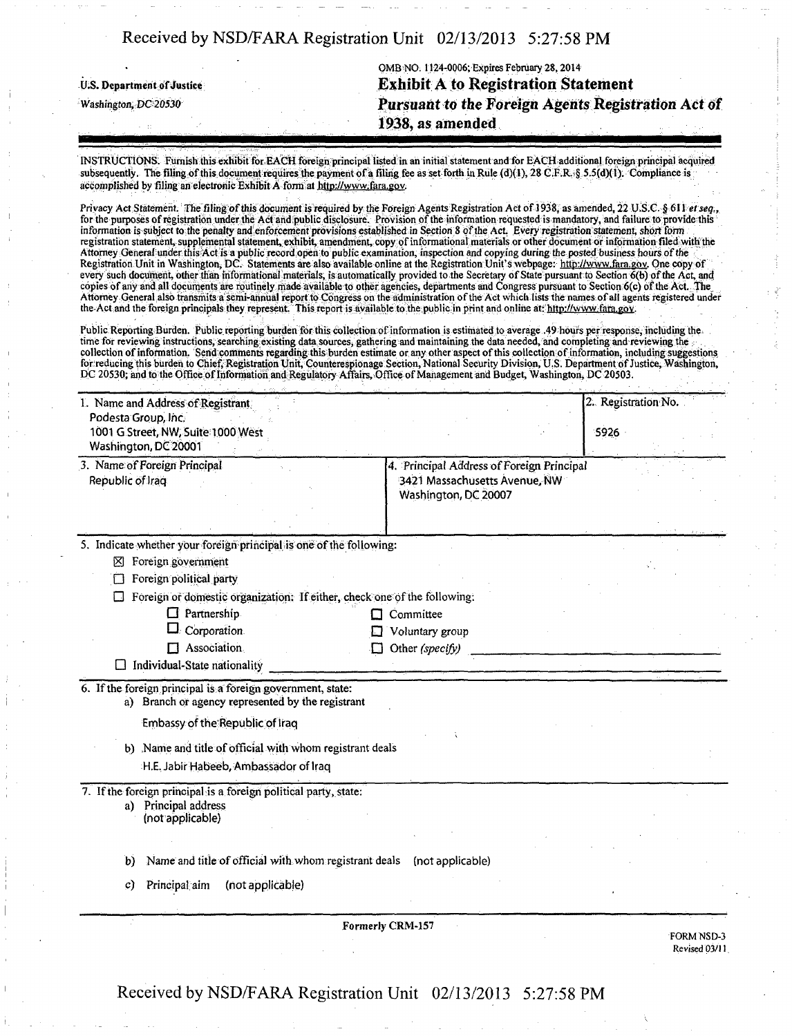U.S. Department of Justice
Washington, DC 20530

OMB NO. 1124-0006; Expires February 28, 2014

# Exhibit A to Registration Statement Pursuant to the Foreign Agents Registration Act of 1938, as amended

INSTRUCTIONS. Furnish this exhibit for EACH foreign principal listed in an initial statement and for EACH additional foreign principal acquired subsequently. The filing of this document requires the payment of a filing fee as set forth in Rule (d)(1), 28 C.F.R. § 5.5(d)(1). Compliance is accomplished by filing an electronic Exhibit A form at http://www.fara.gov.

Privacy Act Statement. The filing of this document is required by the Foreign Agents Registration Act of 1938, as amended, 22 U.S.C. § 611 *et seq.*, for the purposes of registration under the Act and public disclosure. Provision of the information requested is mandatory, and failure to provide this information is subject to the penalty and enforcement provisions established in Section 8 of the Act. Every registration statement, short form registration statement, supplemental statement, exhibit, amendment, copy of informational materials or other document or information filed with the Attorney General under this Act is a public record open to public examination, inspection and copying during the posted business hours of the Registration Unit in Washington, DC. Statements are also available online at the Registration Unit's webpage: http://www.fara.gov. One copy of every such document, other than informational materials, is automatically provided to the Secretary of State pursuant to Section 6(b) of the Act, and copies of any and all documents are routinely made available to other agencies, departments and Congress pursuant to Section 6(c) of the Act. The Attorney General also transmits a semi-annual report to Congress on the administration of the Act which lists the names of all agents registered under the Act and the foreign principals they represent. This report is available to the public in print and online at: http://www.fara.gov.

Public Reporting Burden. Public reporting burden for this collection of information is estimated to average .49 hours per response, including the time for reviewing instructions, searching existing data sources, gathering and maintaining the data needed, and completing and reviewing the collection of information. Send comments regarding this burden estimate or any other aspect of this collection of information, including suggestions for reducing this burden to Chief, Registration Unit, Counterespionage Section, National Security Division, U.S. Department of Justice, Washington, DC 20530; and to the Office of Information and Regulatory Affairs, Office of Management and Budget, Washington, DC 20503.

| 1. Name and Address of Registrant | 2. Registration No. |
|---|---|
| Podesta Group, Inc.<br>1001 G Street, NW, Suite 1000 West<br>Washington, DC 20001 | 5926 |

| 3. Name of Foreign Principal | 4. Principal Address of Foreign Principal |
|---|---|
| Republic of Iraq | 3421 Massachusetts Avenue, NW<br>Washington, DC 20007 |

5. Indicate whether your foreign principal is one of the following:

- ☒ Foreign government
- ☐ Foreign political party
- ☐ Foreign or domestic organization: If either, check one of the following:
  - ☐ Partnership
  - ☐ Corporation
  - ☐ Association
  - ☐ Committee
  - ☐ Voluntary group
  - ☐ Other *(specify)* ____________
- ☐ Individual-State nationality ____________

6. If the foreign principal is a foreign government, state:

   a) Branch or agency represented by the registrant

      Embassy of the Republic of Iraq

   b) Name and title of official with whom registrant deals

      H.E. Jabir Habeeb, Ambassador of Iraq

7. If the foreign principal is a foreign political party, state:

   a) Principal address
      (not applicable)

   b) Name and title of official with whom registrant deals (not applicable)

   c) Principal aim (not applicable)

Formerly CRM-157

FORM NSD-3
Revised 03/11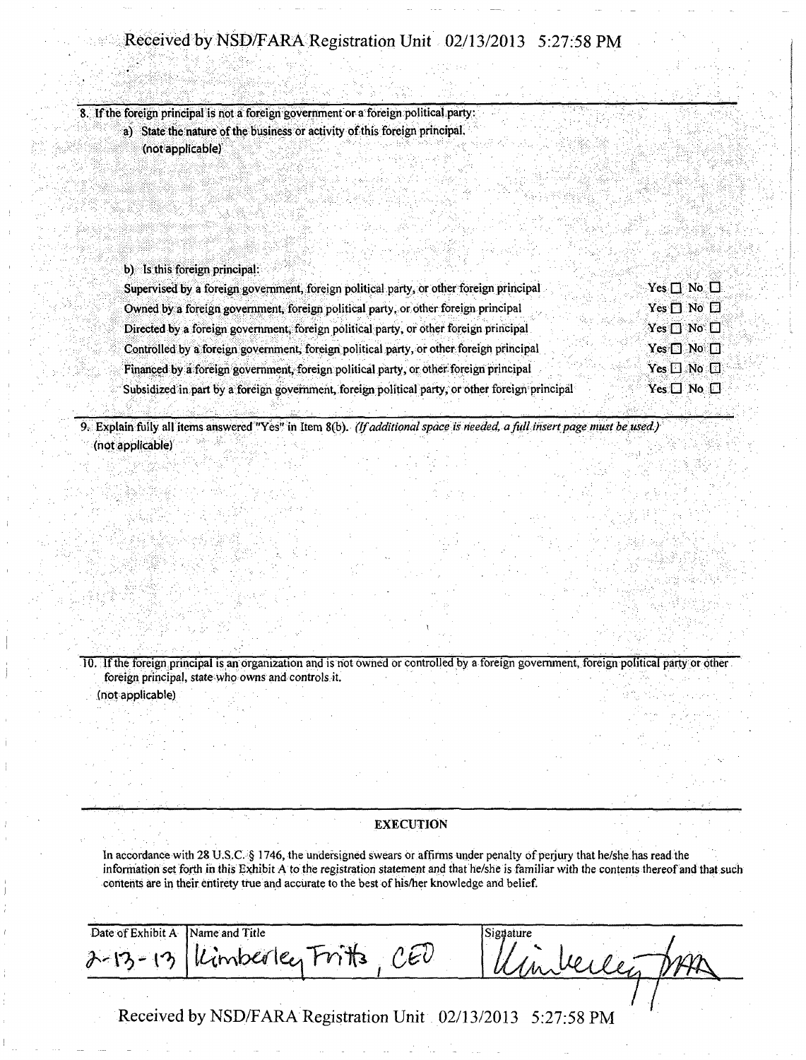8. If the foreign principal is not a foreign government or a foreign political party:

   a) State the nature of the business or activity of this foreign principal.

   (not applicable)

   b) Is this foreign principal:

| | |
|---|---|
| Supervised by a foreign government, foreign political party, or other foreign principal | Yes ☐ No ☐ |
| Owned by a foreign government, foreign political party, or other foreign principal | Yes ☐ No ☐ |
| Directed by a foreign government, foreign political party, or other foreign principal | Yes ☐ No ☐ |
| Controlled by a foreign government, foreign political party, or other foreign principal | Yes ☐ No ☐ |
| Financed by a foreign government, foreign political party, or other foreign principal | Yes ☐ No ☐ |
| Subsidized in part by a foreign government, foreign political party, or other foreign principal | Yes ☐ No ☐ |

9. Explain fully all items answered "Yes" in Item 8(b). *(If additional space is needed, a full insert page must be used.)*

(not applicable)

10. If the foreign principal is an organization and is not owned or controlled by a foreign government, foreign political party or other foreign principal, state who owns and controls it.

(not applicable)

## EXECUTION

In accordance with 28 U.S.C. § 1746, the undersigned swears or affirms under penalty of perjury that he/she has read the information set forth in this Exhibit A to the registration statement and that he/she is familiar with the contents thereof and that such contents are in their entirety true and accurate to the best of his/her knowledge and belief.

| Date of Exhibit A | Name and Title | Signature |
|---|---|---|
| 2-13-13 | Kimberley Fritts, CEO | Kimberley Fritts |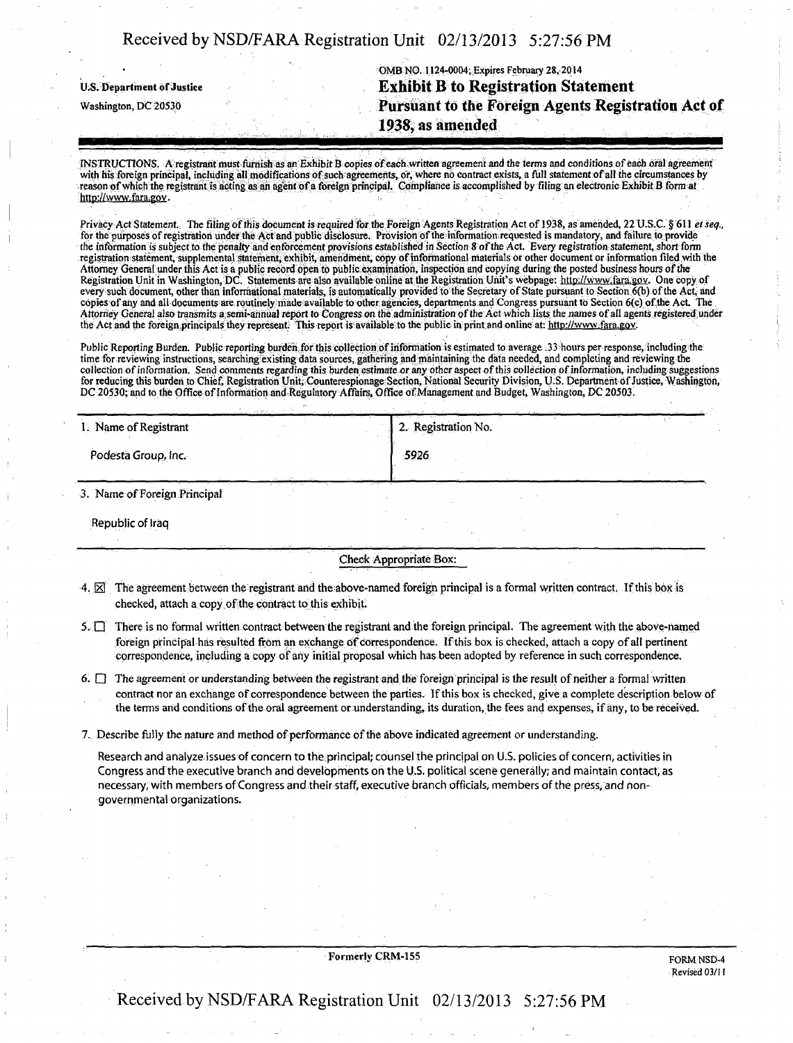U.S. Department of Justice
Washington, DC 20530

OMB NO. 1124-0004; Expires February 28, 2014

# Exhibit B to Registration Statement Pursuant to the Foreign Agents Registration Act of 1938, as amended

INSTRUCTIONS. A registrant must furnish as an Exhibit B copies of each written agreement and the terms and conditions of each oral agreement with his foreign principal, including all modifications of such agreements, or, where no contract exists, a full statement of all the circumstances by reason of which the registrant is acting as an agent of a foreign principal. Compliance is accomplished by filing an electronic Exhibit B form at http://www.fara.gov.

Privacy Act Statement. The filing of this document is required for the Foreign Agents Registration Act of 1938, as amended, 22 U.S.C. § 611 *et seq.*, for the purposes of registration under the Act and public disclosure. Provision of the information requested is mandatory, and failure to provide the information is subject to the penalty and enforcement provisions established in Section 8 of the Act. Every registration statement, short form registration statement, supplemental statement, exhibit, amendment, copy of informational materials or other document or information filed with the Attorney General under this Act is a public record open to public examination, inspection and copying during the posted business hours of the Registration Unit in Washington, DC. Statements are also available online at the Registration Unit's webpage: http://www.fara.gov. One copy of every such document, other than informational materials, is automatically provided to the Secretary of State pursuant to Section 6(b) of the Act, and copies of any and all documents are routinely made available to other agencies, departments and Congress pursuant to Section 6(c) of the Act. The Attorney General also transmits a semi-annual report to Congress on the administration of the Act which lists the names of all agents registered under the Act and the foreign principals they represent. This report is available to the public in print and online at: http://www.fara.gov.

Public Reporting Burden. Public reporting burden for this collection of information is estimated to average .33 hours per response, including the time for reviewing instructions, searching existing data sources, gathering and maintaining the data needed, and completing and reviewing the collection of information. Send comments regarding this burden estimate or any other aspect of this collection of information, including suggestions for reducing this burden to Chief, Registration Unit, Counterespionage Section, National Security Division, U.S. Department of Justice, Washington, DC 20530; and to the Office of Information and Regulatory Affairs, Office of Management and Budget, Washington, DC 20503.

| 1. Name of Registrant | 2. Registration No. |
|---|---|
| Podesta Group, Inc. | 5926 |

3. Name of Foreign Principal

Republic of Iraq

Check Appropriate Box:

4. ☒ The agreement between the registrant and the above-named foreign principal is a formal written contract. If this box is checked, attach a copy of the contract to this exhibit.

5. ☐ There is no formal written contract between the registrant and the foreign principal. The agreement with the above-named foreign principal has resulted from an exchange of correspondence. If this box is checked, attach a copy of all pertinent correspondence, including a copy of any initial proposal which has been adopted by reference in such correspondence.

6. ☐ The agreement or understanding between the registrant and the foreign principal is the result of neither a formal written contract nor an exchange of correspondence between the parties. If this box is checked, give a complete description below of the terms and conditions of the oral agreement or understanding, its duration, the fees and expenses, if any, to be received.

7. Describe fully the nature and method of performance of the above indicated agreement or understanding.

Research and analyze issues of concern to the principal; counsel the principal on U.S. policies of concern, activities in Congress and the executive branch and developments on the U.S. political scene generally; and maintain contact, as necessary, with members of Congress and their staff, executive branch officials, members of the press, and non-governmental organizations.

Formerly CRM-155

FORM NSD-4
Revised 03/11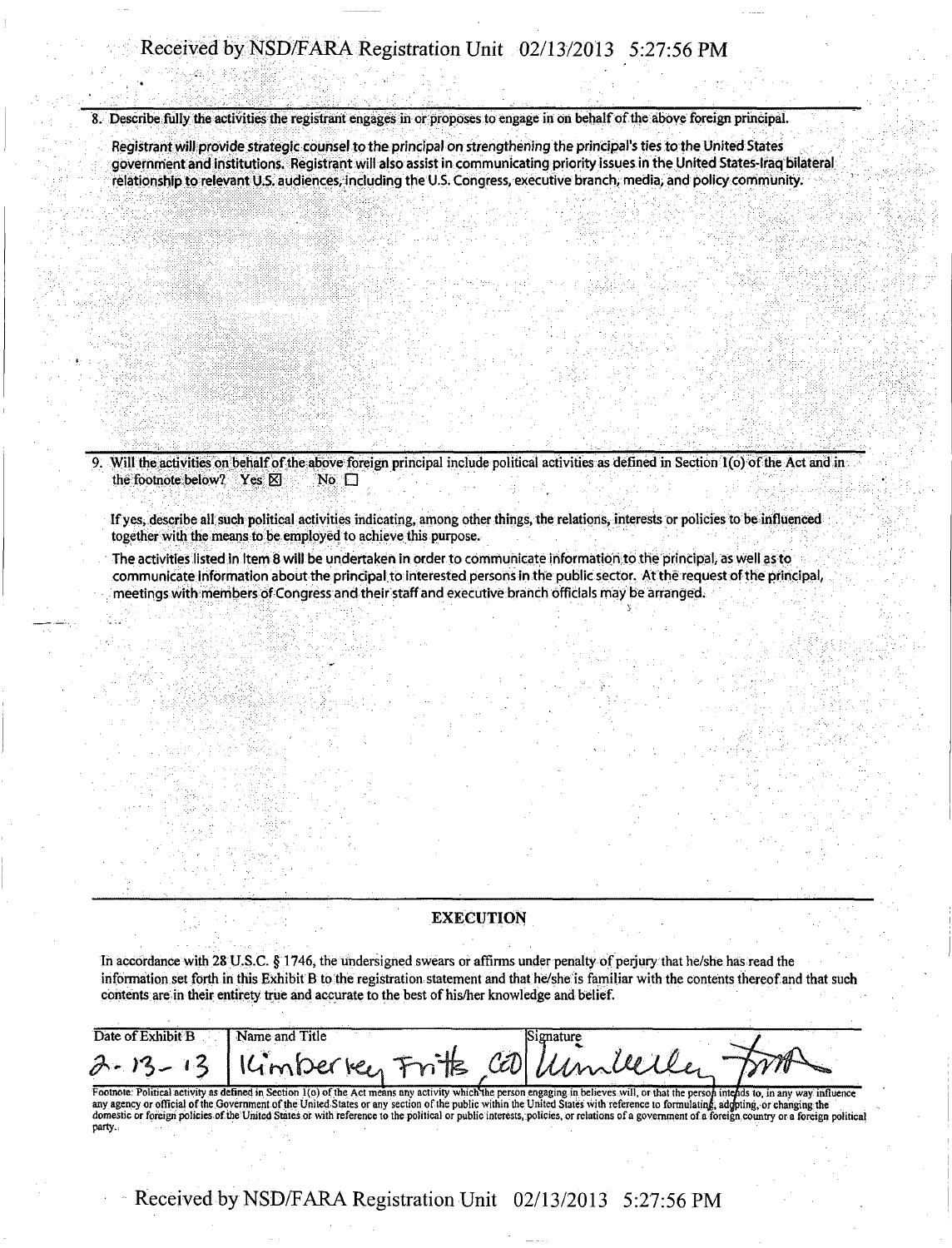8. Describe fully the activities the registrant engages in or proposes to engage in on behalf of the above foreign principal.

Registrant will provide strategic counsel to the principal on strengthening the principal's ties to the United States government and institutions. Registrant will also assist in communicating priority issues in the United States-Iraq bilateral relationship to relevant U.S. audiences, including the U.S. Congress, executive branch, media, and policy community.

9. Will the activities on behalf of the above foreign principal include political activities as defined in Section 1(o) of the Act and in the footnote below? Yes ☒ No ☐

If yes, describe all such political activities indicating, among other things, the relations, interests or policies to be influenced together with the means to be employed to achieve this purpose.

The activities listed in Item 8 will be undertaken in order to communicate information to the principal, as well as to communicate information about the principal to interested persons in the public sector. At the request of the principal, meetings with members of Congress and their staff and executive branch officials may be arranged.

## EXECUTION

In accordance with 28 U.S.C. § 1746, the undersigned swears or affirms under penalty of perjury that he/she has read the information set forth in this Exhibit B to the registration statement and that he/she is familiar with the contents thereof and that such contents are in their entirety true and accurate to the best of his/her knowledge and belief.

| Date of Exhibit B | Name and Title | Signature |
| --- | --- | --- |
| 2-13-13 | Kimberley Fritts, CEO | Kimberley Fritts |

Footnote: Political activity as defined in Section 1(o) of the Act means any activity which the person engaging in believes will, or that the person intends to, in any way influence any agency or official of the Government of the United States or any section of the public within the United States with reference to formulating, adopting, or changing the domestic or foreign policies of the United States or with reference to the political or public interests, policies, or relations of a government of a foreign country or a foreign political party.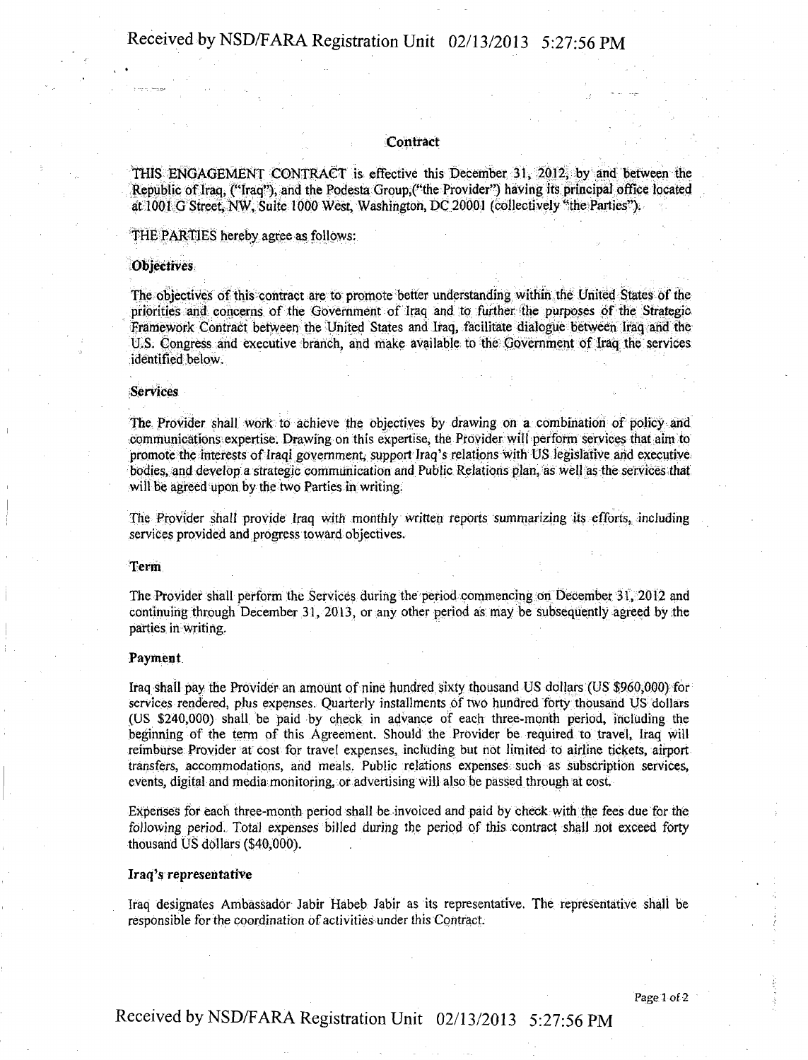## Contract

THIS ENGAGEMENT CONTRACT is effective this December 31, 2012, by and between the Republic of Iraq, ("Iraq"), and the Podesta Group,("the Provider") having its principal office located at 1001 G Street, NW, Suite 1000 West, Washington, DC 20001 (collectively "the Parties").

THE PARTIES hereby agree as follows:

### Objectives

The objectives of this contract are to promote better understanding within the United States of the priorities and concerns of the Government of Iraq and to further the purposes of the Strategic Framework Contract between the United States and Iraq, facilitate dialogue between Iraq and the U.S. Congress and executive branch, and make available to the Government of Iraq the services identified below.

### Services

The Provider shall work to achieve the objectives by drawing on a combination of policy and communications expertise. Drawing on this expertise, the Provider will perform services that aim to promote the interests of Iraqi government, support Iraq's relations with US legislative and executive bodies, and develop a strategic communication and Public Relations plan, as well as the services that will be agreed upon by the two Parties in writing.

The Provider shall provide Iraq with monthly written reports summarizing its efforts, including services provided and progress toward objectives.

### Term

The Provider shall perform the Services during the period commencing on December 31, 2012 and continuing through December 31, 2013, or any other period as may be subsequently agreed by the parties in writing.

### Payment

Iraq shall pay the Provider an amount of nine hundred sixty thousand US dollars (US $960,000) for services rendered, plus expenses. Quarterly installments of two hundred forty thousand US dollars (US $240,000) shall be paid by check in advance of each three-month period, including the beginning of the term of this Agreement. Should the Provider be required to travel, Iraq will reimburse Provider at cost for travel expenses, including but not limited to airline tickets, airport transfers, accommodations, and meals. Public relations expenses such as subscription services, events, digital and media monitoring, or advertising will also be passed through at cost.

Expenses for each three-month period shall be invoiced and paid by check with the fees due for the following period. Total expenses billed during the period of this contract shall not exceed forty thousand US dollars ($40,000).

### Iraq's representative

Iraq designates Ambassador Jabir Habeb Jabir as its representative. The representative shall be responsible for the coordination of activities under this Contract.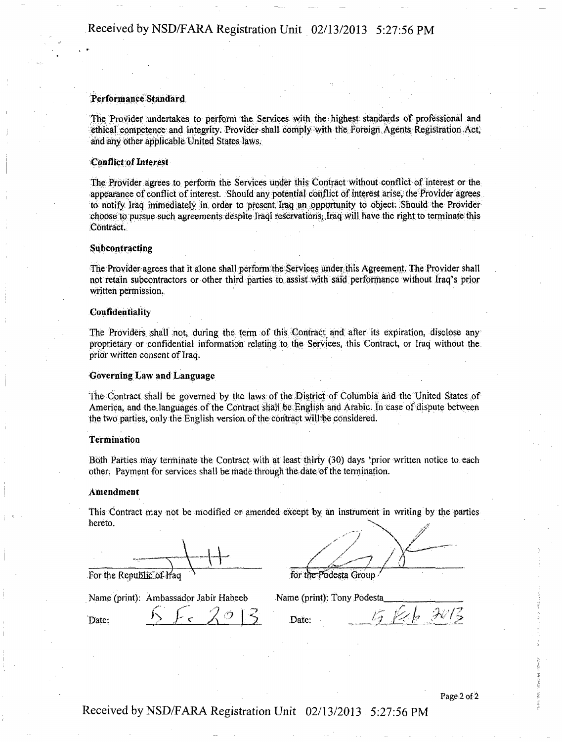**Performance Standard**

The Provider undertakes to perform the Services with the highest standards of professional and ethical competence and integrity. Provider shall comply with the Foreign Agents Registration Act, and any other applicable United States laws.

**Conflict of Interest**

The Provider agrees to perform the Services under this Contract without conflict of interest or the appearance of conflict of interest. Should any potential conflict of interest arise, the Provider agrees to notify Iraq immediately in order to present Iraq an opportunity to object. Should the Provider choose to pursue such agreements despite Iraqi reservations, Iraq will have the right to terminate this Contract.

**Subcontracting**

The Provider agrees that it alone shall perform the Services under this Agreement. The Provider shall not retain subcontractors or other third parties to assist with said performance without Iraq's prior written permission.

**Confidentiality**

The Providers shall not, during the term of this Contract and after its expiration, disclose any proprietary or confidential information relating to the Services, this Contract, or Iraq without the prior written consent of Iraq.

**Governing Law and Language**

The Contract shall be governed by the laws of the District of Columbia and the United States of America, and the languages of the Contract shall be English and Arabic. In case of dispute between the two parties, only the English version of the contract will be considered.

**Termination**

Both Parties may terminate the Contract with at least thirty (30) days 'prior written notice to each other. Payment for services shall be made through the date of the termination.

**Amendment**

This Contract may not be modified or amended except by an instrument in writing by the parties hereto.

| | |
|---|---|
| For the Republic of Iraq | for the Podesta Group |
| Name (print): Ambassador Jabir Habeeb | Name (print): Tony Podesta |
| Date: 5 Fe 2013 | Date: 5 Feb 2013 |